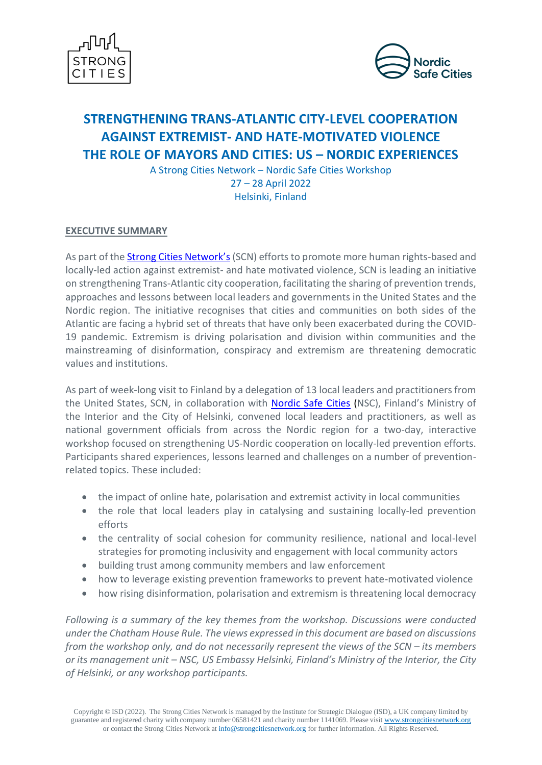# STRENGTHENING TRANS-ATLANTIC CITY-LEVEL COOPERATION AGAINST EXTREMIST- AND HATE-MOTIVATED VIOLENCE THE ROLE OF MAYORS AND CITIES: US – NORDIC EXPERIENCES

A Strong Cities Network – Nordic Safe Cities Workshop
27 – 28 April 2022
Helsinki, Finland

## EXECUTIVE SUMMARY

As part of the Strong Cities Network's (SCN) efforts to promote more human rights-based and locally-led action against extremist- and hate motivated violence, SCN is leading an initiative on strengthening Trans-Atlantic city cooperation, facilitating the sharing of prevention trends, approaches and lessons between local leaders and governments in the United States and the Nordic region. The initiative recognises that cities and communities on both sides of the Atlantic are facing a hybrid set of threats that have only been exacerbated during the COVID-19 pandemic. Extremism is driving polarisation and division within communities and the mainstreaming of disinformation, conspiracy and extremism are threatening democratic values and institutions.

As part of week-long visit to Finland by a delegation of 13 local leaders and practitioners from the United States, SCN, in collaboration with Nordic Safe Cities (NSC), Finland's Ministry of the Interior and the City of Helsinki, convened local leaders and practitioners, as well as national government officials from across the Nordic region for a two-day, interactive workshop focused on strengthening US-Nordic cooperation on locally-led prevention efforts. Participants shared experiences, lessons learned and challenges on a number of prevention-related topics. These included:

- the impact of online hate, polarisation and extremist activity in local communities
- the role that local leaders play in catalysing and sustaining locally-led prevention efforts
- the centrality of social cohesion for community resilience, national and local-level strategies for promoting inclusivity and engagement with local community actors
- building trust among community members and law enforcement
- how to leverage existing prevention frameworks to prevent hate-motivated violence
- how rising disinformation, polarisation and extremism is threatening local democracy

*Following is a summary of the key themes from the workshop. Discussions were conducted under the Chatham House Rule. The views expressed in this document are based on discussions from the workshop only, and do not necessarily represent the views of the SCN – its members or its management unit – NSC, US Embassy Helsinki, Finland's Ministry of the Interior, the City of Helsinki, or any workshop participants.*

Copyright © ISD (2022). The Strong Cities Network is managed by the Institute for Strategic Dialogue (ISD), a UK company limited by guarantee and registered charity with company number 06581421 and charity number 1141069. Please visit www.strongcitiesnetwork.org or contact the Strong Cities Network at info@strongcitiesnetwork.org for further information. All Rights Reserved.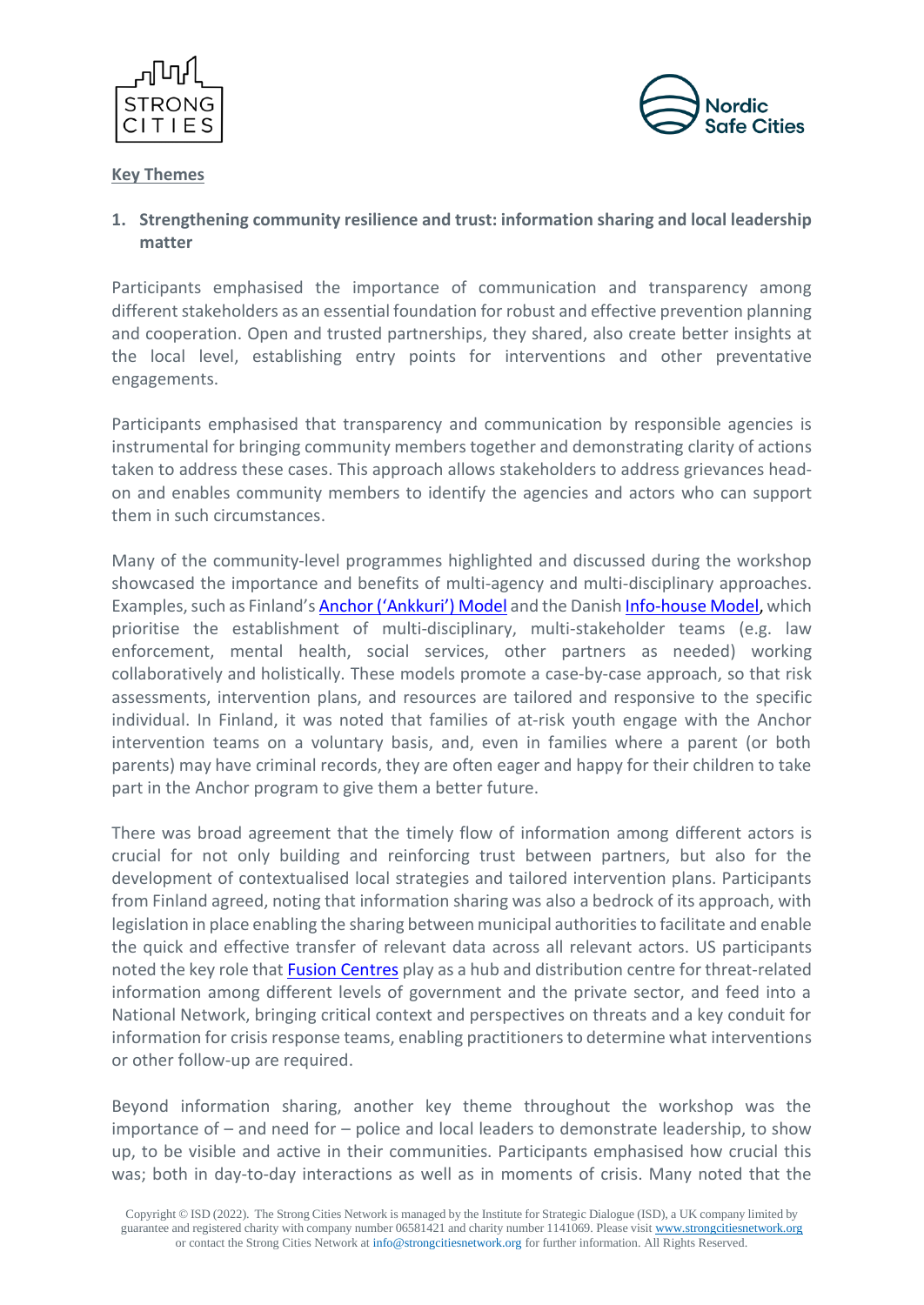**Key Themes**

1. **Strengthening community resilience and trust: information sharing and local leadership matter**

Participants emphasised the importance of communication and transparency among different stakeholders as an essential foundation for robust and effective prevention planning and cooperation. Open and trusted partnerships, they shared, also create better insights at the local level, establishing entry points for interventions and other preventative engagements.

Participants emphasised that transparency and communication by responsible agencies is instrumental for bringing community members together and demonstrating clarity of actions taken to address these cases. This approach allows stakeholders to address grievances head-on and enables community members to identify the agencies and actors who can support them in such circumstances.

Many of the community-level programmes highlighted and discussed during the workshop showcased the importance and benefits of multi-agency and multi-disciplinary approaches. Examples, such as Finland's Anchor ('Ankkuri') Model and the Danish Info-house Model, which prioritise the establishment of multi-disciplinary, multi-stakeholder teams (e.g. law enforcement, mental health, social services, other partners as needed) working collaboratively and holistically. These models promote a case-by-case approach, so that risk assessments, intervention plans, and resources are tailored and responsive to the specific individual. In Finland, it was noted that families of at-risk youth engage with the Anchor intervention teams on a voluntary basis, and, even in families where a parent (or both parents) may have criminal records, they are often eager and happy for their children to take part in the Anchor program to give them a better future.

There was broad agreement that the timely flow of information among different actors is crucial for not only building and reinforcing trust between partners, but also for the development of contextualised local strategies and tailored intervention plans. Participants from Finland agreed, noting that information sharing was also a bedrock of its approach, with legislation in place enabling the sharing between municipal authorities to facilitate and enable the quick and effective transfer of relevant data across all relevant actors. US participants noted the key role that Fusion Centres play as a hub and distribution centre for threat-related information among different levels of government and the private sector, and feed into a National Network, bringing critical context and perspectives on threats and a key conduit for information for crisis response teams, enabling practitioners to determine what interventions or other follow-up are required.

Beyond information sharing, another key theme throughout the workshop was the importance of – and need for – police and local leaders to demonstrate leadership, to show up, to be visible and active in their communities. Participants emphasised how crucial this was; both in day-to-day interactions as well as in moments of crisis. Many noted that the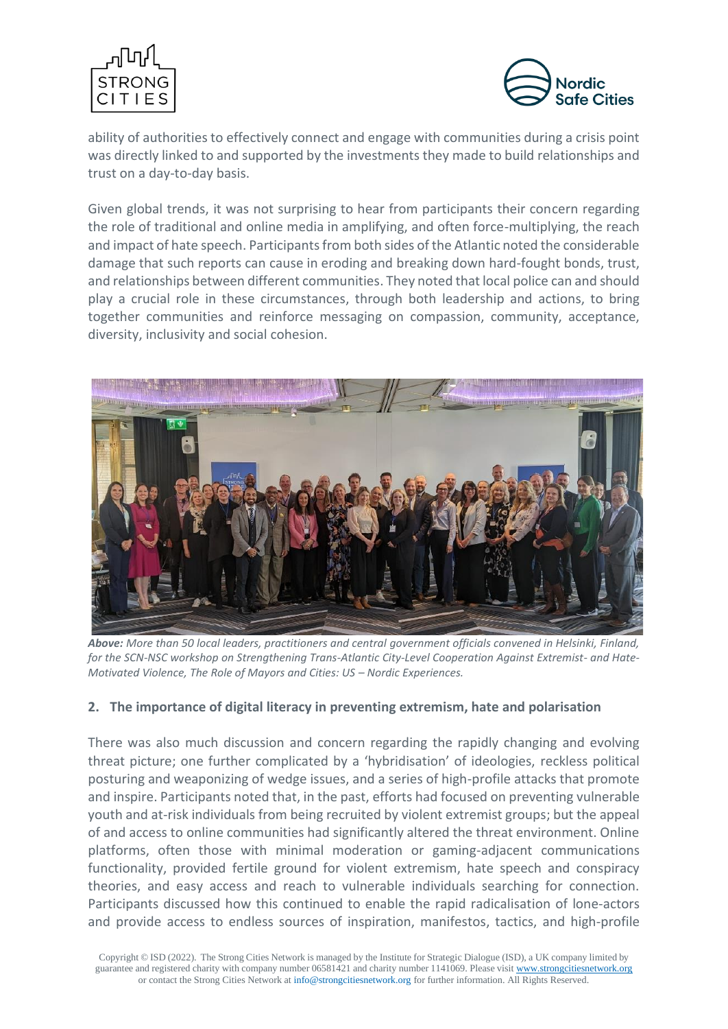ability of authorities to effectively connect and engage with communities during a crisis point was directly linked to and supported by the investments they made to build relationships and trust on a day-to-day basis.

Given global trends, it was not surprising to hear from participants their concern regarding the role of traditional and online media in amplifying, and often force-multiplying, the reach and impact of hate speech. Participants from both sides of the Atlantic noted the considerable damage that such reports can cause in eroding and breaking down hard-fought bonds, trust, and relationships between different communities. They noted that local police can and should play a crucial role in these circumstances, through both leadership and actions, to bring together communities and reinforce messaging on compassion, community, acceptance, diversity, inclusivity and social cohesion.

***Above:** More than 50 local leaders, practitioners and central government officials convened in Helsinki, Finland, for the SCN-NSC workshop on Strengthening Trans-Atlantic City-Level Cooperation Against Extremist- and Hate-Motivated Violence, The Role of Mayors and Cities: US – Nordic Experiences.*

## 2. The importance of digital literacy in preventing extremism, hate and polarisation

There was also much discussion and concern regarding the rapidly changing and evolving threat picture; one further complicated by a 'hybridisation' of ideologies, reckless political posturing and weaponizing of wedge issues, and a series of high-profile attacks that promote and inspire. Participants noted that, in the past, efforts had focused on preventing vulnerable youth and at-risk individuals from being recruited by violent extremist groups; but the appeal of and access to online communities had significantly altered the threat environment. Online platforms, often those with minimal moderation or gaming-adjacent communications functionality, provided fertile ground for violent extremism, hate speech and conspiracy theories, and easy access and reach to vulnerable individuals searching for connection. Participants discussed how this continued to enable the rapid radicalisation of lone-actors and provide access to endless sources of inspiration, manifestos, tactics, and high-profile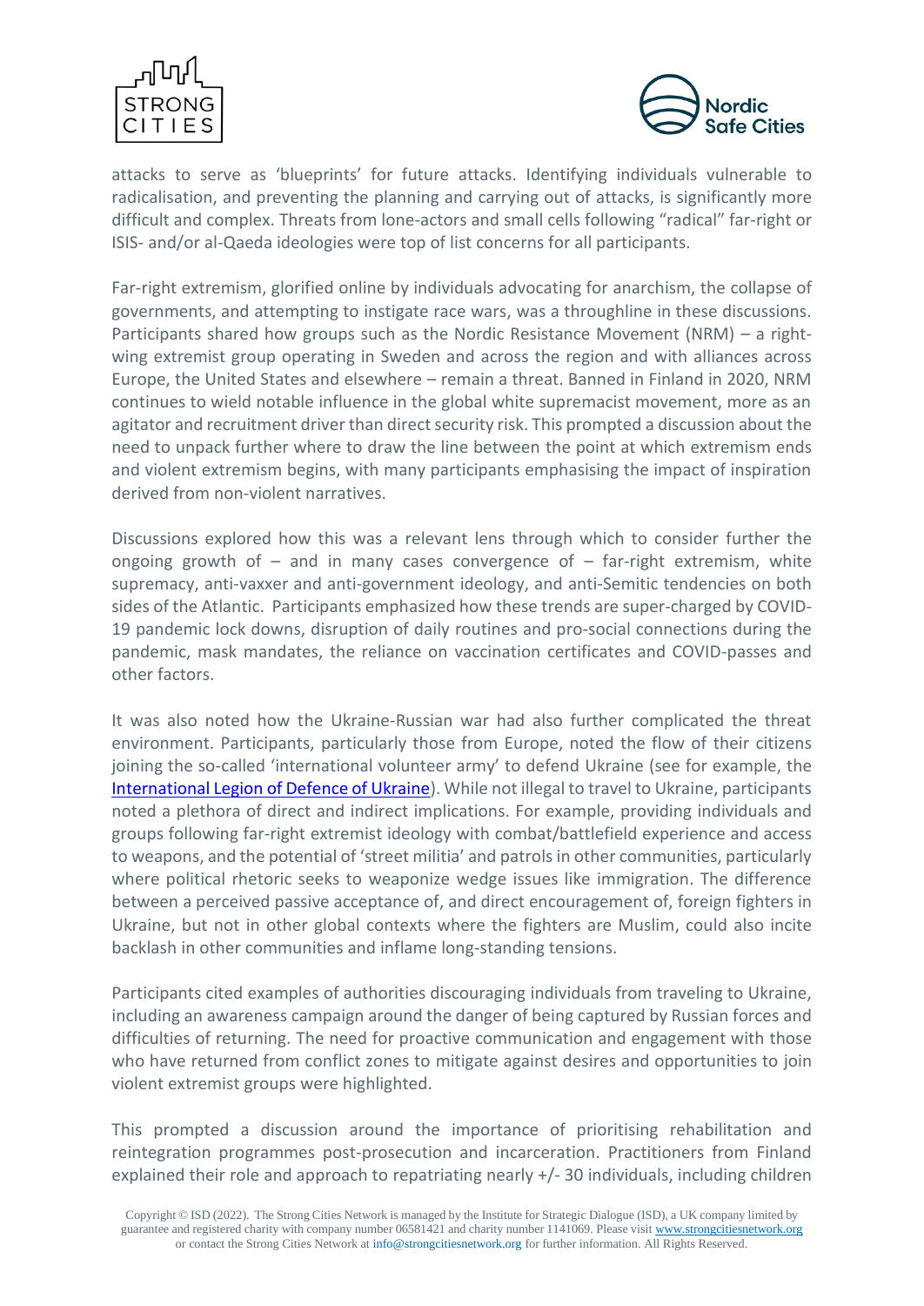attacks to serve as 'blueprints' for future attacks. Identifying individuals vulnerable to radicalisation, and preventing the planning and carrying out of attacks, is significantly more difficult and complex. Threats from lone-actors and small cells following "radical" far-right or ISIS- and/or al-Qaeda ideologies were top of list concerns for all participants.

Far-right extremism, glorified online by individuals advocating for anarchism, the collapse of governments, and attempting to instigate race wars, was a throughline in these discussions. Participants shared how groups such as the Nordic Resistance Movement (NRM) – a right-wing extremist group operating in Sweden and across the region and with alliances across Europe, the United States and elsewhere – remain a threat. Banned in Finland in 2020, NRM continues to wield notable influence in the global white supremacist movement, more as an agitator and recruitment driver than direct security risk. This prompted a discussion about the need to unpack further where to draw the line between the point at which extremism ends and violent extremism begins, with many participants emphasising the impact of inspiration derived from non-violent narratives.

Discussions explored how this was a relevant lens through which to consider further the ongoing growth of – and in many cases convergence of – far-right extremism, white supremacy, anti-vaxxer and anti-government ideology, and anti-Semitic tendencies on both sides of the Atlantic. Participants emphasized how these trends are super-charged by COVID-19 pandemic lock downs, disruption of daily routines and pro-social connections during the pandemic, mask mandates, the reliance on vaccination certificates and COVID-passes and other factors.

It was also noted how the Ukraine-Russian war had also further complicated the threat environment. Participants, particularly those from Europe, noted the flow of their citizens joining the so-called 'international volunteer army' to defend Ukraine (see for example, the [International Legion of Defence of Ukraine]). While not illegal to travel to Ukraine, participants noted a plethora of direct and indirect implications. For example, providing individuals and groups following far-right extremist ideology with combat/battlefield experience and access to weapons, and the potential of 'street militia' and patrols in other communities, particularly where political rhetoric seeks to weaponize wedge issues like immigration. The difference between a perceived passive acceptance of, and direct encouragement of, foreign fighters in Ukraine, but not in other global contexts where the fighters are Muslim, could also incite backlash in other communities and inflame long-standing tensions.

Participants cited examples of authorities discouraging individuals from traveling to Ukraine, including an awareness campaign around the danger of being captured by Russian forces and difficulties of returning. The need for proactive communication and engagement with those who have returned from conflict zones to mitigate against desires and opportunities to join violent extremist groups were highlighted.

This prompted a discussion around the importance of prioritising rehabilitation and reintegration programmes post-prosecution and incarceration. Practitioners from Finland explained their role and approach to repatriating nearly +/- 30 individuals, including children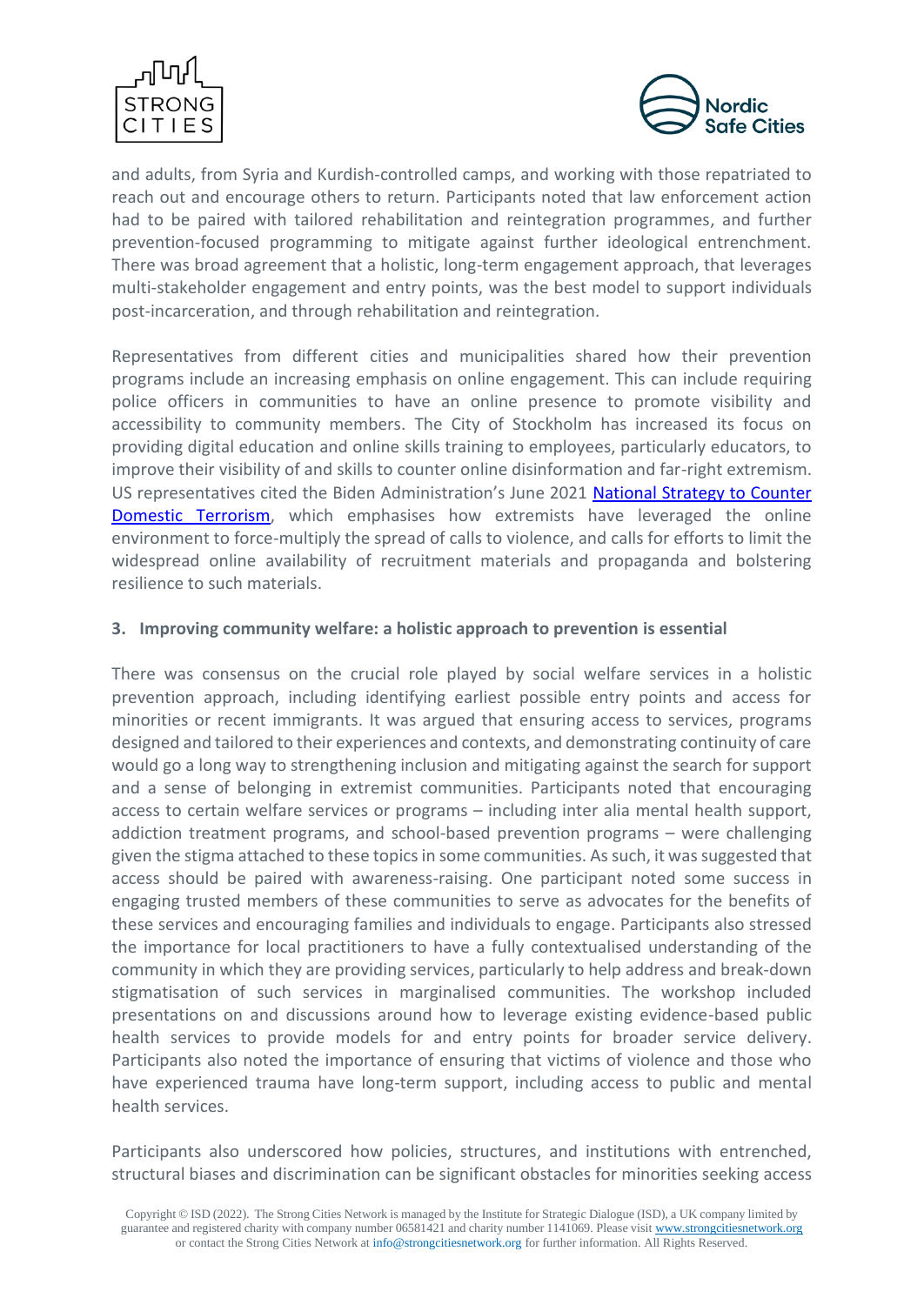and adults, from Syria and Kurdish-controlled camps, and working with those repatriated to reach out and encourage others to return. Participants noted that law enforcement action had to be paired with tailored rehabilitation and reintegration programmes, and further prevention-focused programming to mitigate against further ideological entrenchment. There was broad agreement that a holistic, long-term engagement approach, that leverages multi-stakeholder engagement and entry points, was the best model to support individuals post-incarceration, and through rehabilitation and reintegration.

Representatives from different cities and municipalities shared how their prevention programs include an increasing emphasis on online engagement. This can include requiring police officers in communities to have an online presence to promote visibility and accessibility to community members. The City of Stockholm has increased its focus on providing digital education and online skills training to employees, particularly educators, to improve their visibility of and skills to counter online disinformation and far-right extremism. US representatives cited the Biden Administration's June 2021 [National Strategy to Counter Domestic Terrorism](), which emphasises how extremists have leveraged the online environment to force-multiply the spread of calls to violence, and calls for efforts to limit the widespread online availability of recruitment materials and propaganda and bolstering resilience to such materials.

### 3. Improving community welfare: a holistic approach to prevention is essential

There was consensus on the crucial role played by social welfare services in a holistic prevention approach, including identifying earliest possible entry points and access for minorities or recent immigrants. It was argued that ensuring access to services, programs designed and tailored to their experiences and contexts, and demonstrating continuity of care would go a long way to strengthening inclusion and mitigating against the search for support and a sense of belonging in extremist communities. Participants noted that encouraging access to certain welfare services or programs – including inter alia mental health support, addiction treatment programs, and school-based prevention programs – were challenging given the stigma attached to these topics in some communities. As such, it was suggested that access should be paired with awareness-raising. One participant noted some success in engaging trusted members of these communities to serve as advocates for the benefits of these services and encouraging families and individuals to engage. Participants also stressed the importance for local practitioners to have a fully contextualised understanding of the community in which they are providing services, particularly to help address and break-down stigmatisation of such services in marginalised communities. The workshop included presentations on and discussions around how to leverage existing evidence-based public health services to provide models for and entry points for broader service delivery. Participants also noted the importance of ensuring that victims of violence and those who have experienced trauma have long-term support, including access to public and mental health services.

Participants also underscored how policies, structures, and institutions with entrenched, structural biases and discrimination can be significant obstacles for minorities seeking access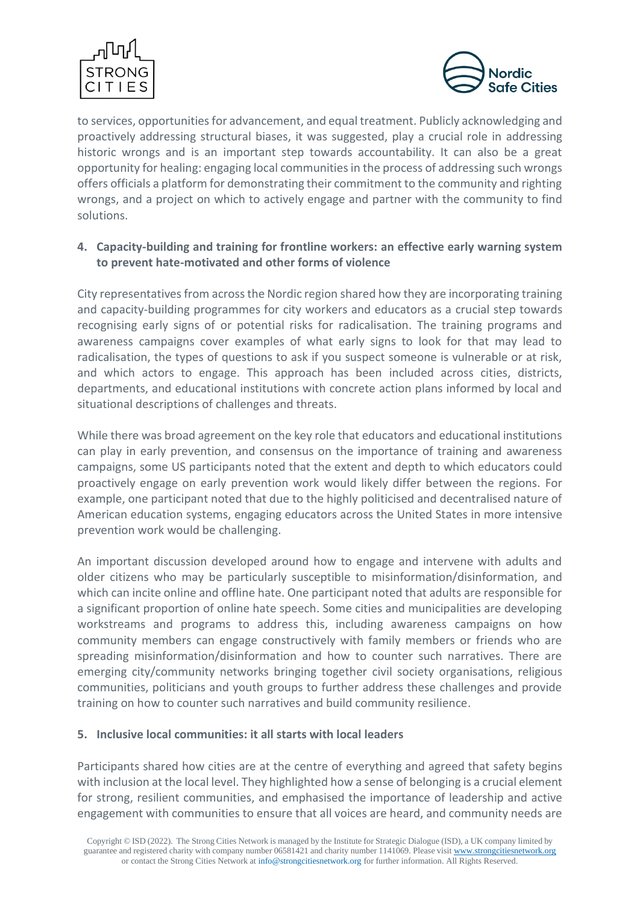to services, opportunities for advancement, and equal treatment. Publicly acknowledging and proactively addressing structural biases, it was suggested, play a crucial role in addressing historic wrongs and is an important step towards accountability. It can also be a great opportunity for healing: engaging local communities in the process of addressing such wrongs offers officials a platform for demonstrating their commitment to the community and righting wrongs, and a project on which to actively engage and partner with the community to find solutions.

## 4. Capacity-building and training for frontline workers: an effective early warning system to prevent hate-motivated and other forms of violence

City representatives from across the Nordic region shared how they are incorporating training and capacity-building programmes for city workers and educators as a crucial step towards recognising early signs of or potential risks for radicalisation. The training programs and awareness campaigns cover examples of what early signs to look for that may lead to radicalisation, the types of questions to ask if you suspect someone is vulnerable or at risk, and which actors to engage. This approach has been included across cities, districts, departments, and educational institutions with concrete action plans informed by local and situational descriptions of challenges and threats.

While there was broad agreement on the key role that educators and educational institutions can play in early prevention, and consensus on the importance of training and awareness campaigns, some US participants noted that the extent and depth to which educators could proactively engage on early prevention work would likely differ between the regions. For example, one participant noted that due to the highly politicised and decentralised nature of American education systems, engaging educators across the United States in more intensive prevention work would be challenging.

An important discussion developed around how to engage and intervene with adults and older citizens who may be particularly susceptible to misinformation/disinformation, and which can incite online and offline hate. One participant noted that adults are responsible for a significant proportion of online hate speech. Some cities and municipalities are developing workstreams and programs to address this, including awareness campaigns on how community members can engage constructively with family members or friends who are spreading misinformation/disinformation and how to counter such narratives. There are emerging city/community networks bringing together civil society organisations, religious communities, politicians and youth groups to further address these challenges and provide training on how to counter such narratives and build community resilience.

## 5. Inclusive local communities: it all starts with local leaders

Participants shared how cities are at the centre of everything and agreed that safety begins with inclusion at the local level. They highlighted how a sense of belonging is a crucial element for strong, resilient communities, and emphasised the importance of leadership and active engagement with communities to ensure that all voices are heard, and community needs are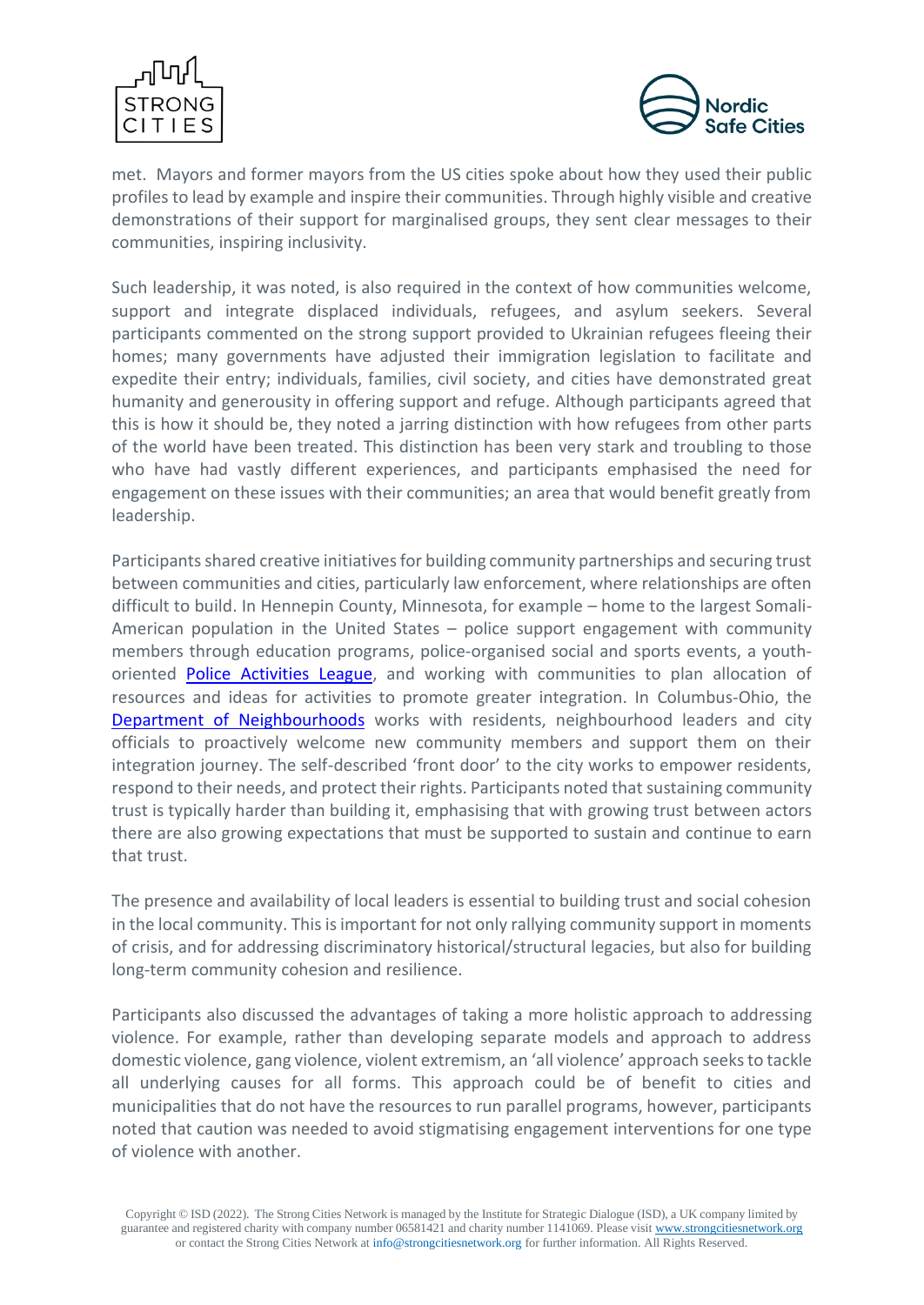met. Mayors and former mayors from the US cities spoke about how they used their public profiles to lead by example and inspire their communities. Through highly visible and creative demonstrations of their support for marginalised groups, they sent clear messages to their communities, inspiring inclusivity.

Such leadership, it was noted, is also required in the context of how communities welcome, support and integrate displaced individuals, refugees, and asylum seekers. Several participants commented on the strong support provided to Ukrainian refugees fleeing their homes; many governments have adjusted their immigration legislation to facilitate and expedite their entry; individuals, families, civil society, and cities have demonstrated great humanity and generosity in offering support and refuge. Although participants agreed that this is how it should be, they noted a jarring distinction with how refugees from other parts of the world have been treated. This distinction has been very stark and troubling to those who have had vastly different experiences, and participants emphasised the need for engagement on these issues with their communities; an area that would benefit greatly from leadership.

Participants shared creative initiatives for building community partnerships and securing trust between communities and cities, particularly law enforcement, where relationships are often difficult to build. In Hennepin County, Minnesota, for example – home to the largest Somali-American population in the United States – police support engagement with community members through education programs, police-organised social and sports events, a youth-oriented Police Activities League, and working with communities to plan allocation of resources and ideas for activities to promote greater integration. In Columbus-Ohio, the Department of Neighbourhoods works with residents, neighbourhood leaders and city officials to proactively welcome new community members and support them on their integration journey. The self-described 'front door' to the city works to empower residents, respond to their needs, and protect their rights. Participants noted that sustaining community trust is typically harder than building it, emphasising that with growing trust between actors there are also growing expectations that must be supported to sustain and continue to earn that trust.

The presence and availability of local leaders is essential to building trust and social cohesion in the local community. This is important for not only rallying community support in moments of crisis, and for addressing discriminatory historical/structural legacies, but also for building long-term community cohesion and resilience.

Participants also discussed the advantages of taking a more holistic approach to addressing violence. For example, rather than developing separate models and approach to address domestic violence, gang violence, violent extremism, an 'all violence' approach seeks to tackle all underlying causes for all forms. This approach could be of benefit to cities and municipalities that do not have the resources to run parallel programs, however, participants noted that caution was needed to avoid stigmatising engagement interventions for one type of violence with another.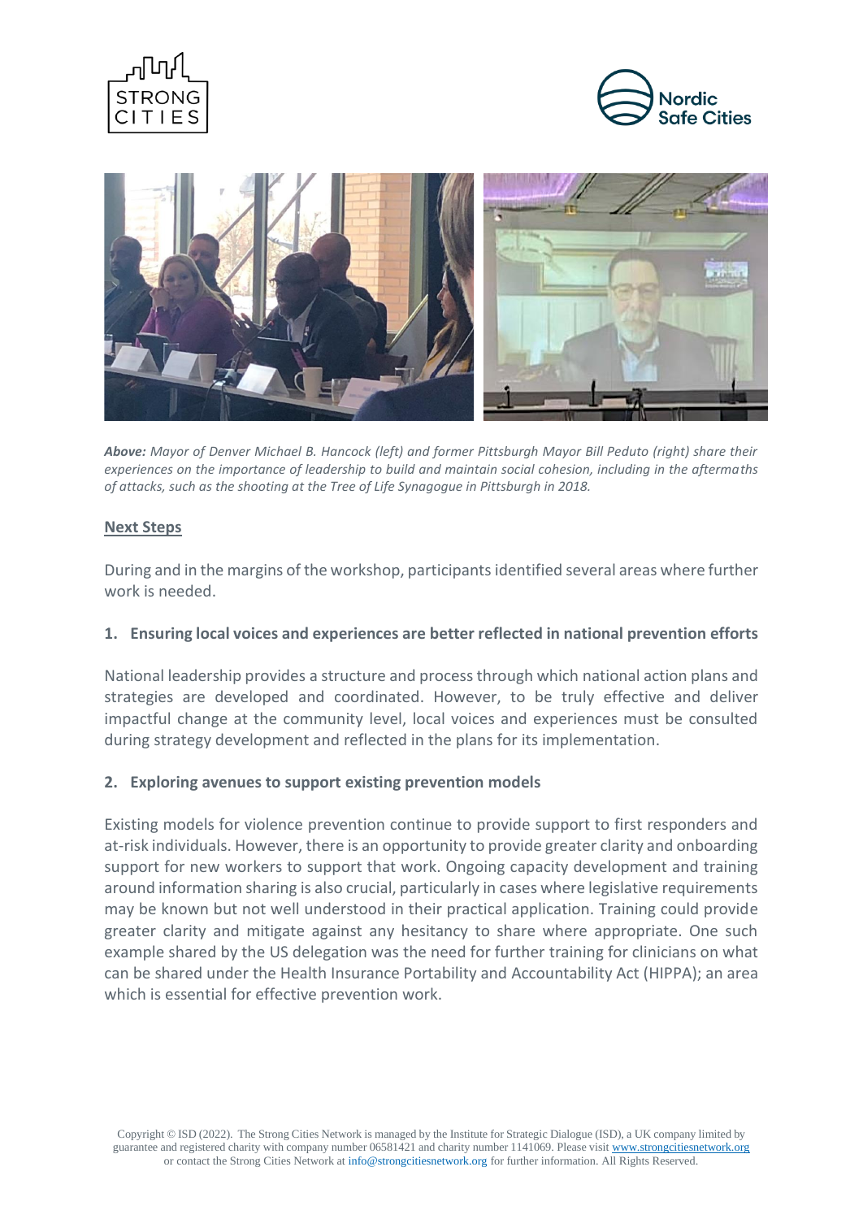***Above:*** *Mayor of Denver Michael B. Hancock (left) and former Pittsburgh Mayor Bill Peduto (right) share their experiences on the importance of leadership to build and maintain social cohesion, including in the aftermaths of attacks, such as the shooting at the Tree of Life Synagogue in Pittsburgh in 2018.*

## Next Steps

During and in the margins of the workshop, participants identified several areas where further work is needed.

### 1. Ensuring local voices and experiences are better reflected in national prevention efforts

National leadership provides a structure and process through which national action plans and strategies are developed and coordinated. However, to be truly effective and deliver impactful change at the community level, local voices and experiences must be consulted during strategy development and reflected in the plans for its implementation.

### 2. Exploring avenues to support existing prevention models

Existing models for violence prevention continue to provide support to first responders and at-risk individuals. However, there is an opportunity to provide greater clarity and onboarding support for new workers to support that work. Ongoing capacity development and training around information sharing is also crucial, particularly in cases where legislative requirements may be known but not well understood in their practical application. Training could provide greater clarity and mitigate against any hesitancy to share where appropriate. One such example shared by the US delegation was the need for further training for clinicians on what can be shared under the Health Insurance Portability and Accountability Act (HIPPA); an area which is essential for effective prevention work.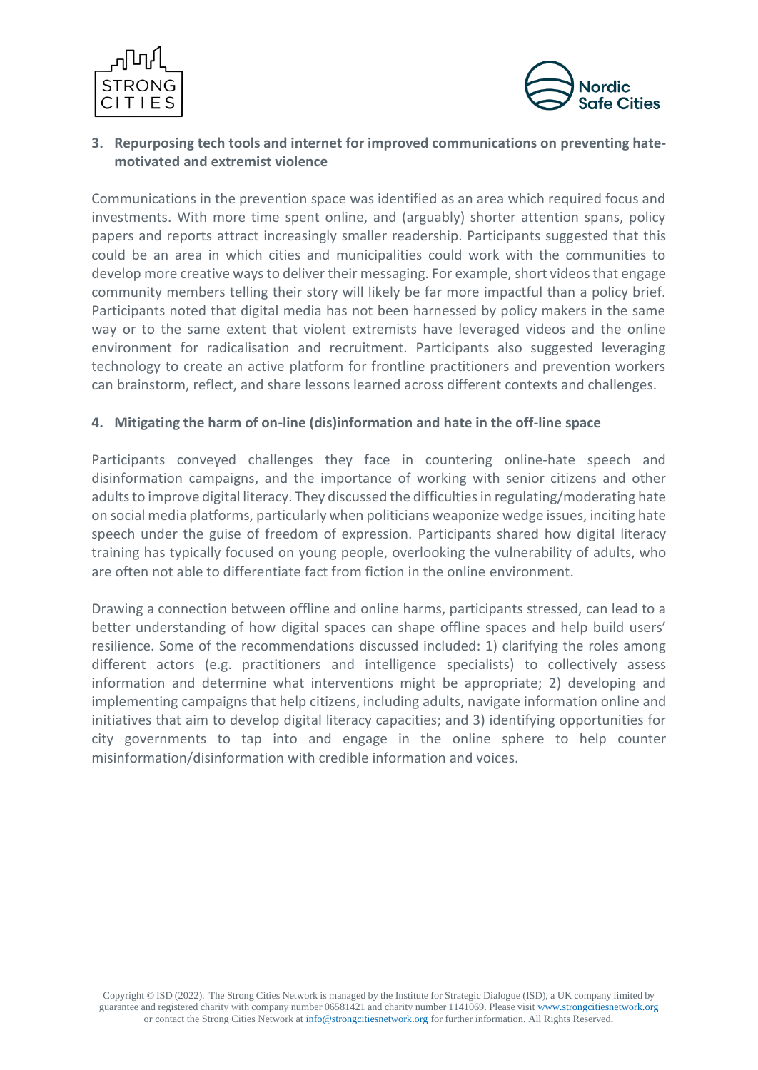### 3. Repurposing tech tools and internet for improved communications on preventing hate-motivated and extremist violence

Communications in the prevention space was identified as an area which required focus and investments. With more time spent online, and (arguably) shorter attention spans, policy papers and reports attract increasingly smaller readership. Participants suggested that this could be an area in which cities and municipalities could work with the communities to develop more creative ways to deliver their messaging. For example, short videos that engage community members telling their story will likely be far more impactful than a policy brief. Participants noted that digital media has not been harnessed by policy makers in the same way or to the same extent that violent extremists have leveraged videos and the online environment for radicalisation and recruitment. Participants also suggested leveraging technology to create an active platform for frontline practitioners and prevention workers can brainstorm, reflect, and share lessons learned across different contexts and challenges.

### 4. Mitigating the harm of on-line (dis)information and hate in the off-line space

Participants conveyed challenges they face in countering online-hate speech and disinformation campaigns, and the importance of working with senior citizens and other adults to improve digital literacy. They discussed the difficulties in regulating/moderating hate on social media platforms, particularly when politicians weaponize wedge issues, inciting hate speech under the guise of freedom of expression. Participants shared how digital literacy training has typically focused on young people, overlooking the vulnerability of adults, who are often not able to differentiate fact from fiction in the online environment.

Drawing a connection between offline and online harms, participants stressed, can lead to a better understanding of how digital spaces can shape offline spaces and help build users' resilience. Some of the recommendations discussed included: 1) clarifying the roles among different actors (e.g. practitioners and intelligence specialists) to collectively assess information and determine what interventions might be appropriate; 2) developing and implementing campaigns that help citizens, including adults, navigate information online and initiatives that aim to develop digital literacy capacities; and 3) identifying opportunities for city governments to tap into and engage in the online sphere to help counter misinformation/disinformation with credible information and voices.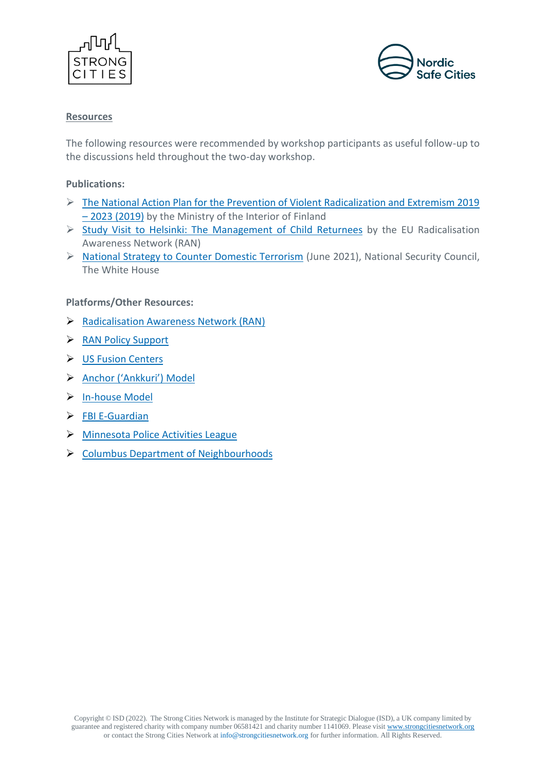**Resources**

The following resources were recommended by workshop participants as useful follow-up to the discussions held throughout the two-day workshop.

**Publications:**

- The National Action Plan for the Prevention of Violent Radicalization and Extremism 2019 – 2023 (2019) by the Ministry of the Interior of Finland
- Study Visit to Helsinki: The Management of Child Returnees by the EU Radicalisation Awareness Network (RAN)
- National Strategy to Counter Domestic Terrorism (June 2021), National Security Council, The White House

**Platforms/Other Resources:**

- Radicalisation Awareness Network (RAN)
- RAN Policy Support
- US Fusion Centers
- Anchor ('Ankkuri') Model
- In-house Model
- FBI E-Guardian
- Minnesota Police Activities League
- Columbus Department of Neighbourhoods

Copyright © ISD (2022). The Strong Cities Network is managed by the Institute for Strategic Dialogue (ISD), a UK company limited by guarantee and registered charity with company number 06581421 and charity number 1141069. Please visit www.strongcitiesnetwork.org or contact the Strong Cities Network at info@strongcitiesnetwork.org for further information. All Rights Reserved.